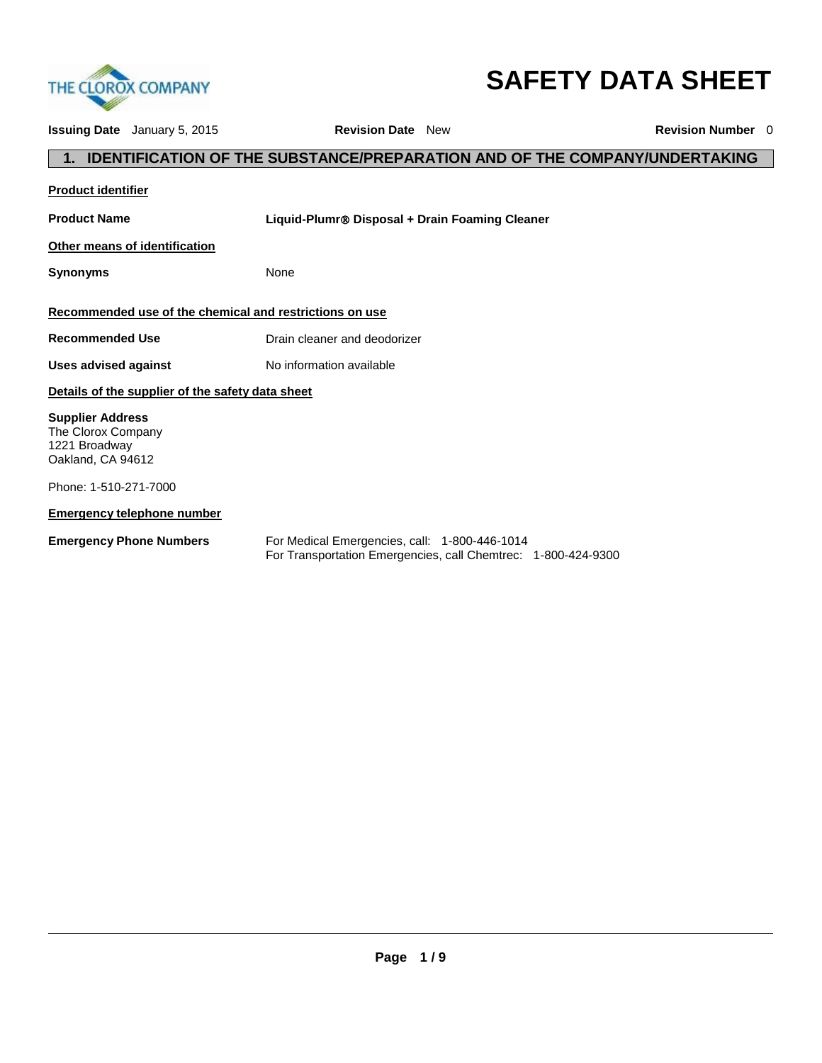THE CLOROX COMPANY

# SAFETY DATA SHEET

**Issuing Date** January 5, 2015 **Revision Date** New **Revision Number** 0

## 1. IDENTIFICATION OF THE SUBSTANCE/PREPARATION AND OF THE COMPANY/UNDERTAKING

**Product identifier**

**Product Name** **Liquid-Plumr® Disposal + Drain Foaming Cleaner**

**Other means of identification**

**Synonyms** None

**Recommended use of the chemical and restrictions on use**

**Recommended Use** Drain cleaner and deodorizer

**Uses advised against** No information available

**Details of the supplier of the safety data sheet**

**Supplier Address**
The Clorox Company
1221 Broadway
Oakland, CA 94612

Phone: 1-510-271-7000

**Emergency telephone number**

**Emergency Phone Numbers** For Medical Emergencies, call: 1-800-446-1014
For Transportation Emergencies, call Chemtrec: 1-800-424-9300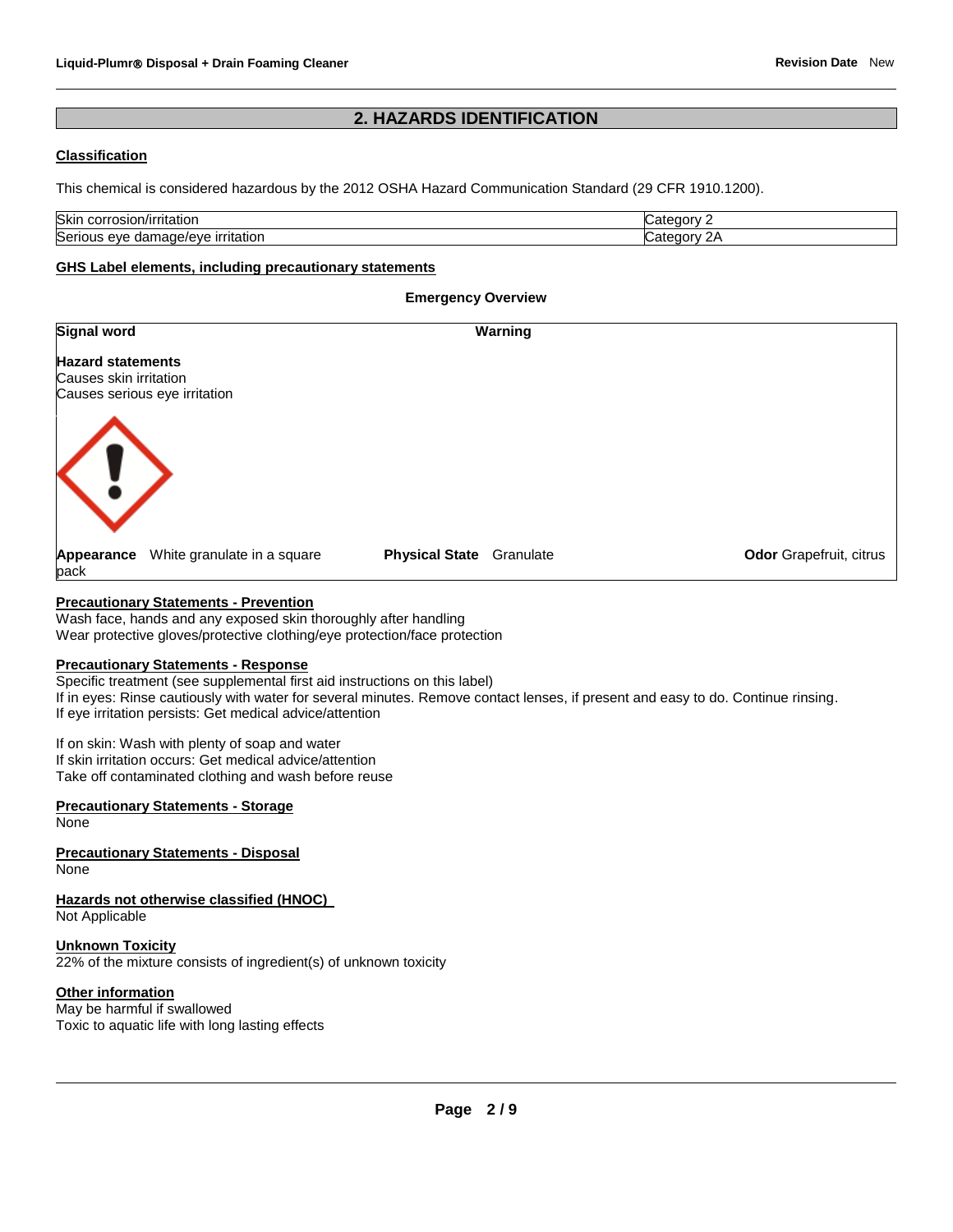## 2. HAZARDS IDENTIFICATION

### Classification

This chemical is considered hazardous by the 2012 OSHA Hazard Communication Standard (29 CFR 1910.1200).

| | |
|---|---|
| Skin corrosion/irritation | Category 2 |
| Serious eye damage/eye irritation | Category 2A |

### GHS Label elements, including precautionary statements

**Emergency Overview**

**Signal word** **Warning**

**Hazard statements**
Causes skin irritation
Causes serious eye irritation

**Appearance** White granulate in a square pack **Physical State** Granulate **Odor** Grapefruit, citrus

### Precautionary Statements - Prevention

Wash face, hands and any exposed skin thoroughly after handling
Wear protective gloves/protective clothing/eye protection/face protection

### Precautionary Statements - Response

Specific treatment (see supplemental first aid instructions on this label)
If in eyes: Rinse cautiously with water for several minutes. Remove contact lenses, if present and easy to do. Continue rinsing.
If eye irritation persists: Get medical advice/attention

If on skin: Wash with plenty of soap and water
If skin irritation occurs: Get medical advice/attention
Take off contaminated clothing and wash before reuse

### Precautionary Statements - Storage

None

### Precautionary Statements - Disposal

None

### Hazards not otherwise classified (HNOC)

Not Applicable

### Unknown Toxicity

22% of the mixture consists of ingredient(s) of unknown toxicity

### Other information

May be harmful if swallowed
Toxic to aquatic life with long lasting effects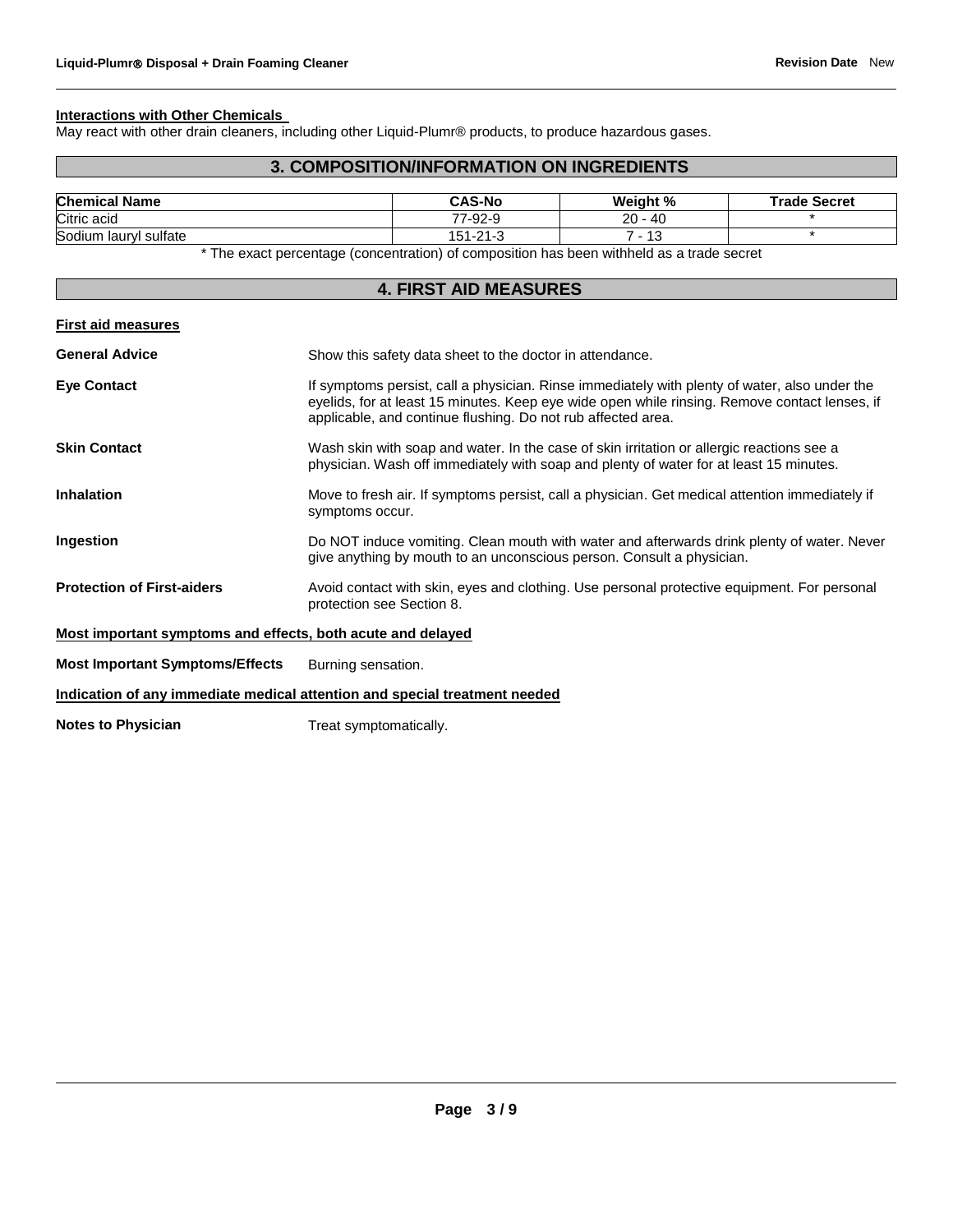**Interactions with Other Chemicals**

May react with other drain cleaners, including other Liquid-Plumr® products, to produce hazardous gases.

## 3. COMPOSITION/INFORMATION ON INGREDIENTS

| Chemical Name | CAS-No | Weight % | Trade Secret |
|---|---|---|---|
| Citric acid | 77-92-9 | 20 - 40 | * |
| Sodium lauryl sulfate | 151-21-3 | 7 - 13 | * |

* The exact percentage (concentration) of composition has been withheld as a trade secret

## 4. FIRST AID MEASURES

**First aid measures**

**General Advice** Show this safety data sheet to the doctor in attendance.

**Eye Contact** If symptoms persist, call a physician. Rinse immediately with plenty of water, also under the eyelids, for at least 15 minutes. Keep eye wide open while rinsing. Remove contact lenses, if applicable, and continue flushing. Do not rub affected area.

**Skin Contact** Wash skin with soap and water. In the case of skin irritation or allergic reactions see a physician. Wash off immediately with soap and plenty of water for at least 15 minutes.

**Inhalation** Move to fresh air. If symptoms persist, call a physician. Get medical attention immediately if symptoms occur.

**Ingestion** Do NOT induce vomiting. Clean mouth with water and afterwards drink plenty of water. Never give anything by mouth to an unconscious person. Consult a physician.

**Protection of First-aiders** Avoid contact with skin, eyes and clothing. Use personal protective equipment. For personal protection see Section 8.

**Most important symptoms and effects, both acute and delayed**

**Most Important Symptoms/Effects** Burning sensation.

**Indication of any immediate medical attention and special treatment needed**

**Notes to Physician** Treat symptomatically.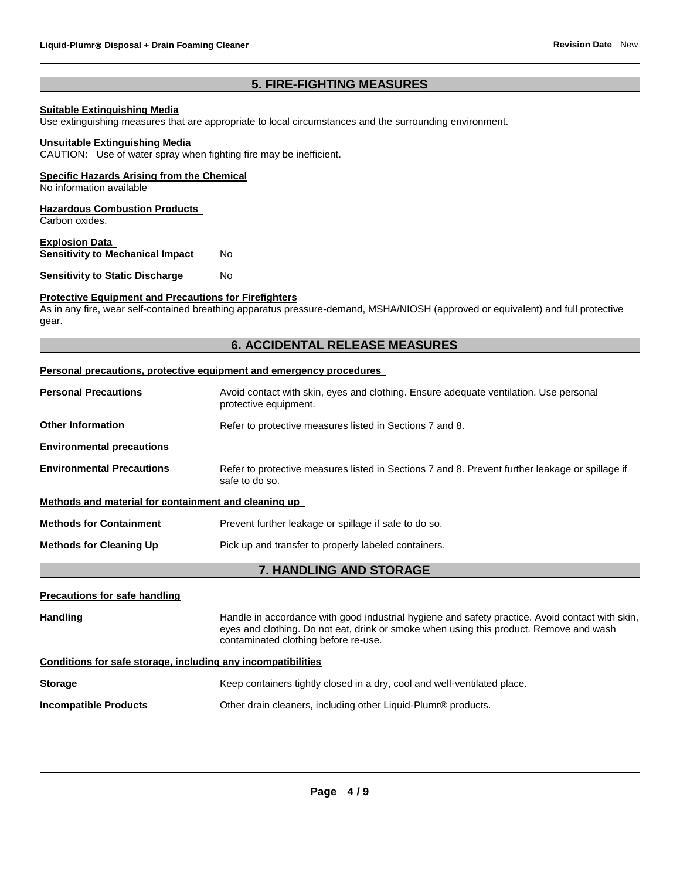## 5. FIRE-FIGHTING MEASURES

**Suitable Extinguishing Media**
Use extinguishing measures that are appropriate to local circumstances and the surrounding environment.

**Unsuitable Extinguishing Media**
CAUTION: Use of water spray when fighting fire may be inefficient.

**Specific Hazards Arising from the Chemical**
No information available

**Hazardous Combustion Products**
Carbon oxides.

**Explosion Data**

| | |
|---|---|
| **Sensitivity to Mechanical Impact** | No |
| **Sensitivity to Static Discharge** | No |

**Protective Equipment and Precautions for Firefighters**
As in any fire, wear self-contained breathing apparatus pressure-demand, MSHA/NIOSH (approved or equivalent) and full protective gear.

## 6. ACCIDENTAL RELEASE MEASURES

**Personal precautions, protective equipment and emergency procedures**

| | |
|---|---|
| **Personal Precautions** | Avoid contact with skin, eyes and clothing. Ensure adequate ventilation. Use personal protective equipment. |
| **Other Information** | Refer to protective measures listed in Sections 7 and 8. |

**Environmental precautions**

| | |
|---|---|
| **Environmental Precautions** | Refer to protective measures listed in Sections 7 and 8. Prevent further leakage or spillage if safe to do so. |

**Methods and material for containment and cleaning up**

| | |
|---|---|
| **Methods for Containment** | Prevent further leakage or spillage if safe to do so. |
| **Methods for Cleaning Up** | Pick up and transfer to properly labeled containers. |

## 7. HANDLING AND STORAGE

**Precautions for safe handling**

| | |
|---|---|
| **Handling** | Handle in accordance with good industrial hygiene and safety practice. Avoid contact with skin, eyes and clothing. Do not eat, drink or smoke when using this product. Remove and wash contaminated clothing before re-use. |

**Conditions for safe storage, including any incompatibilities**

| | |
|---|---|
| **Storage** | Keep containers tightly closed in a dry, cool and well-ventilated place. |
| **Incompatible Products** | Other drain cleaners, including other Liquid-Plumr® products. |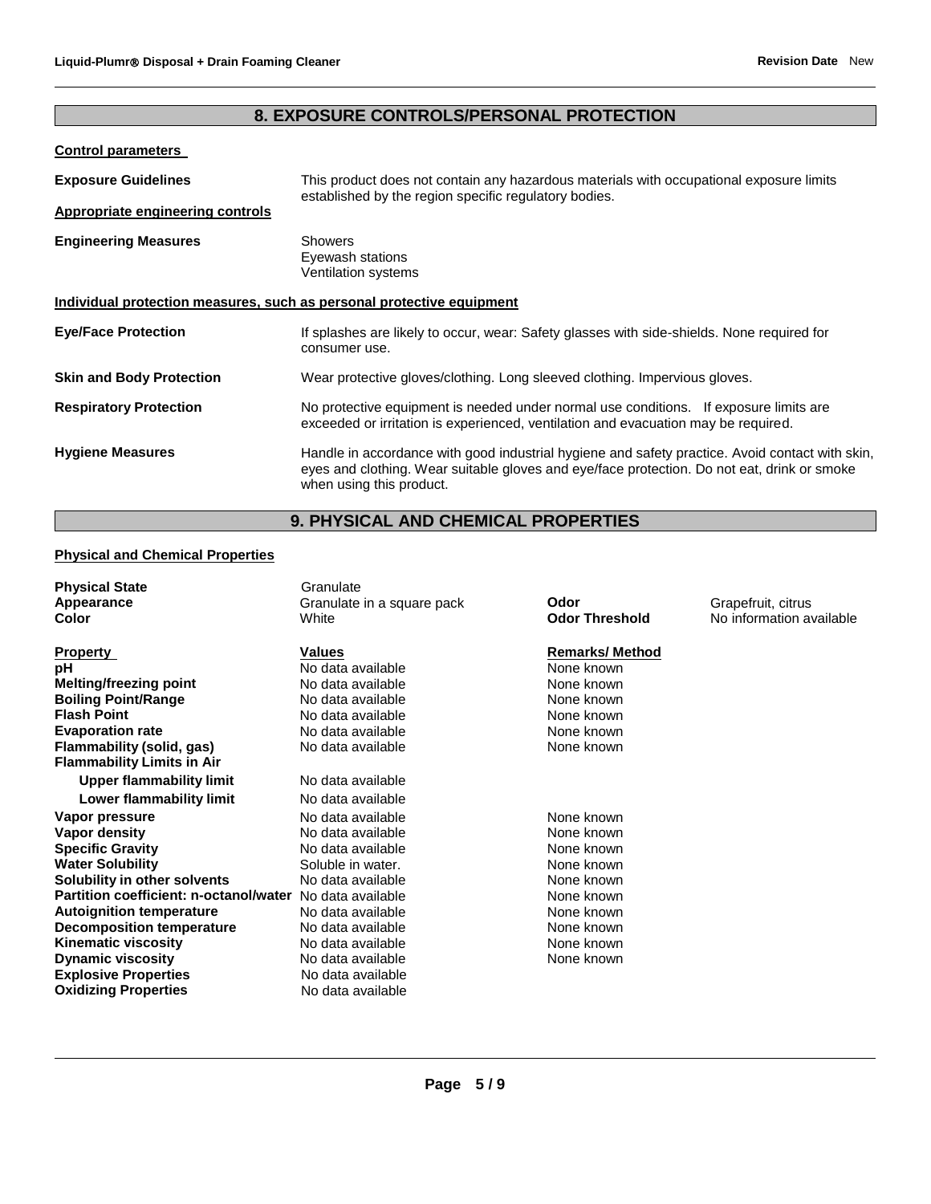## 8. EXPOSURE CONTROLS/PERSONAL PROTECTION

**Control parameters**

**Exposure Guidelines** This product does not contain any hazardous materials with occupational exposure limits established by the region specific regulatory bodies.

**Appropriate engineering controls**

**Engineering Measures**
Showers
Eyewash stations
Ventilation systems

**Individual protection measures, such as personal protective equipment**

**Eye/Face Protection** If splashes are likely to occur, wear: Safety glasses with side-shields. None required for consumer use.

**Skin and Body Protection** Wear protective gloves/clothing. Long sleeved clothing. Impervious gloves.

**Respiratory Protection** No protective equipment is needed under normal use conditions. If exposure limits are exceeded or irritation is experienced, ventilation and evacuation may be required.

**Hygiene Measures** Handle in accordance with good industrial hygiene and safety practice. Avoid contact with skin, eyes and clothing. Wear suitable gloves and eye/face protection. Do not eat, drink or smoke when using this product.

## 9. PHYSICAL AND CHEMICAL PROPERTIES

**Physical and Chemical Properties**

| | | | |
|---|---|---|---|
| **Physical State** | Granulate | | |
| **Appearance** | Granulate in a square pack | **Odor** | Grapefruit, citrus |
| **Color** | White | **Odor Threshold** | No information available |

| **Property** | **Values** | **Remarks/ Method** |
|---|---|---|
| **pH** | No data available | None known |
| **Melting/freezing point** | No data available | None known |
| **Boiling Point/Range** | No data available | None known |
| **Flash Point** | No data available | None known |
| **Evaporation rate** | No data available | None known |
| **Flammability (solid, gas)** | No data available | None known |
| **Flammability Limits in Air** | | |
| **Upper flammability limit** | No data available | |
| **Lower flammability limit** | No data available | |
| **Vapor pressure** | No data available | None known |
| **Vapor density** | No data available | None known |
| **Specific Gravity** | No data available | None known |
| **Water Solubility** | Soluble in water. | None known |
| **Solubility in other solvents** | No data available | None known |
| **Partition coefficient: n-octanol/water** | No data available | None known |
| **Autoignition temperature** | No data available | None known |
| **Decomposition temperature** | No data available | None known |
| **Kinematic viscosity** | No data available | None known |
| **Dynamic viscosity** | No data available | None known |
| **Explosive Properties** | No data available | |
| **Oxidizing Properties** | No data available | |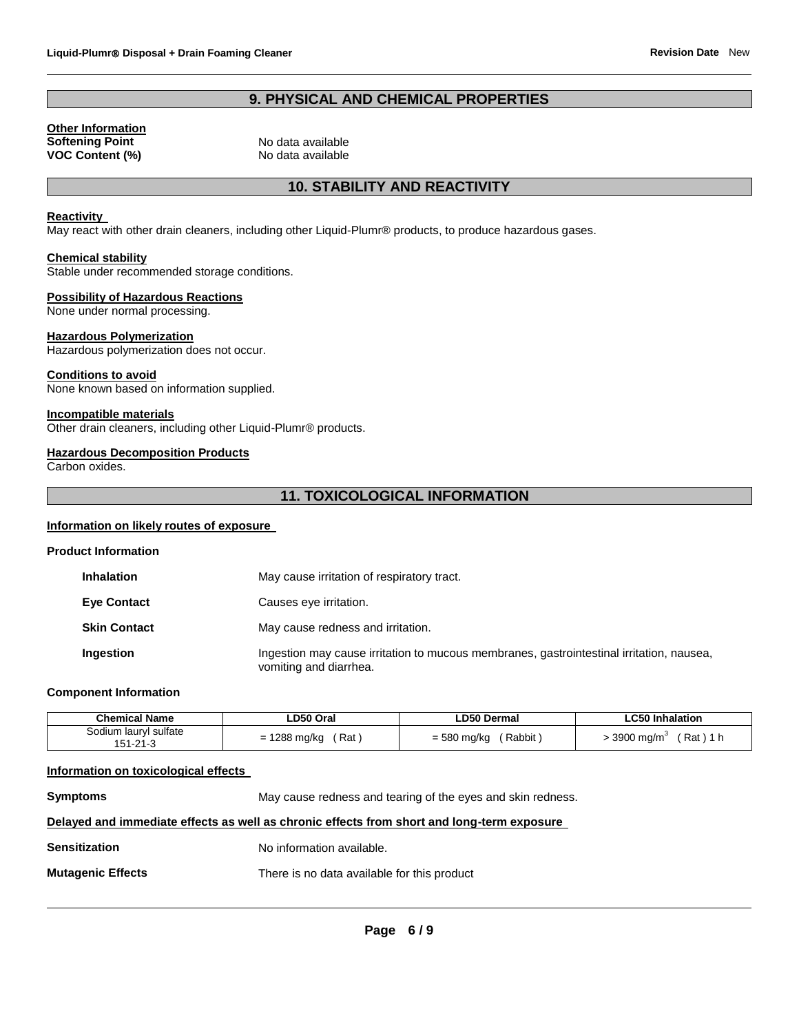## 9. PHYSICAL AND CHEMICAL PROPERTIES

**Other Information**

| | |
|---|---|
| **Softening Point** | No data available |
| **VOC Content (%)** | No data available |

## 10. STABILITY AND REACTIVITY

**Reactivity**

May react with other drain cleaners, including other Liquid-Plumr® products, to produce hazardous gases.

**Chemical stability**

Stable under recommended storage conditions.

**Possibility of Hazardous Reactions**

None under normal processing.

**Hazardous Polymerization**

Hazardous polymerization does not occur.

**Conditions to avoid**

None known based on information supplied.

**Incompatible materials**

Other drain cleaners, including other Liquid-Plumr® products.

**Hazardous Decomposition Products**

Carbon oxides.

## 11. TOXICOLOGICAL INFORMATION

**Information on likely routes of exposure**

**Product Information**

| | |
|---|---|
| **Inhalation** | May cause irritation of respiratory tract. |
| **Eye Contact** | Causes eye irritation. |
| **Skin Contact** | May cause redness and irritation. |
| **Ingestion** | Ingestion may cause irritation to mucous membranes, gastrointestinal irritation, nausea, vomiting and diarrhea. |

**Component Information**

| Chemical Name | LD50 Oral | LD50 Dermal | LC50 Inhalation |
|---|---|---|---|
| Sodium lauryl sulfate 151-21-3 | = 1288 mg/kg ( Rat ) | = 580 mg/kg ( Rabbit ) | > 3900 mg/m$^3$ ( Rat ) 1 h |

**Information on toxicological effects**

**Symptoms** May cause redness and tearing of the eyes and skin redness.

**Delayed and immediate effects as well as chronic effects from short and long-term exposure**

| | |
|---|---|
| **Sensitization** | No information available. |
| **Mutagenic Effects** | There is no data available for this product |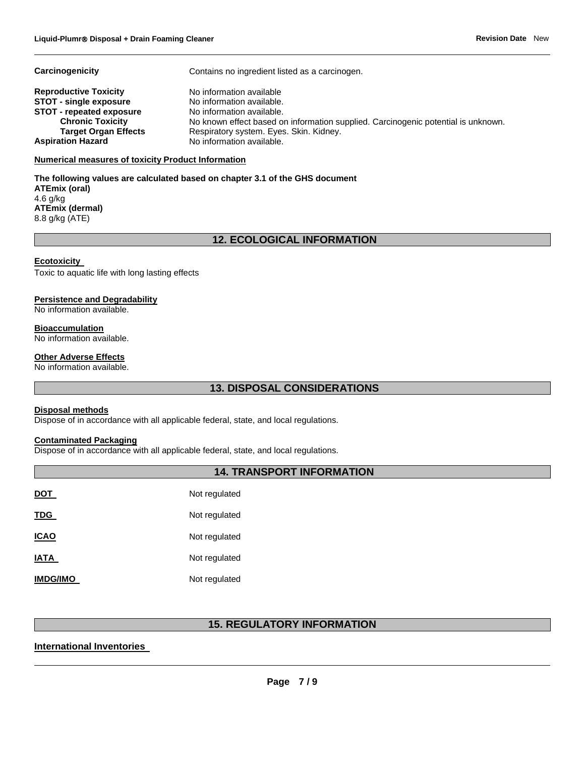| | |
|---|---|
| **Carcinogenicity** | Contains no ingredient listed as a carcinogen. |
| **Reproductive Toxicity** | No information available |
| **STOT - single exposure** | No information available. |
| **STOT - repeated exposure** | No information available. |
| **Chronic Toxicity** | No known effect based on information supplied. Carcinogenic potential is unknown. |
| **Target Organ Effects** | Respiratory system. Eyes. Skin. Kidney. |
| **Aspiration Hazard** | No information available. |

**Numerical measures of toxicity Product Information**

**The following values are calculated based on chapter 3.1 of the GHS document**
**ATEmix (oral)**
4.6 g/kg
**ATEmix (dermal)**
8.8 g/kg (ATE)

## 12. ECOLOGICAL INFORMATION

**Ecotoxicity**
Toxic to aquatic life with long lasting effects

**Persistence and Degradability**
No information available.

**Bioaccumulation**
No information available.

**Other Adverse Effects**
No information available.

## 13. DISPOSAL CONSIDERATIONS

**Disposal methods**
Dispose of in accordance with all applicable federal, state, and local regulations.

**Contaminated Packaging**
Dispose of in accordance with all applicable federal, state, and local regulations.

## 14. TRANSPORT INFORMATION

| | |
|---|---|
| **DOT** | Not regulated |
| **TDG** | Not regulated |
| **ICAO** | Not regulated |
| **IATA** | Not regulated |
| **IMDG/IMO** | Not regulated |

## 15. REGULATORY INFORMATION

**International Inventories**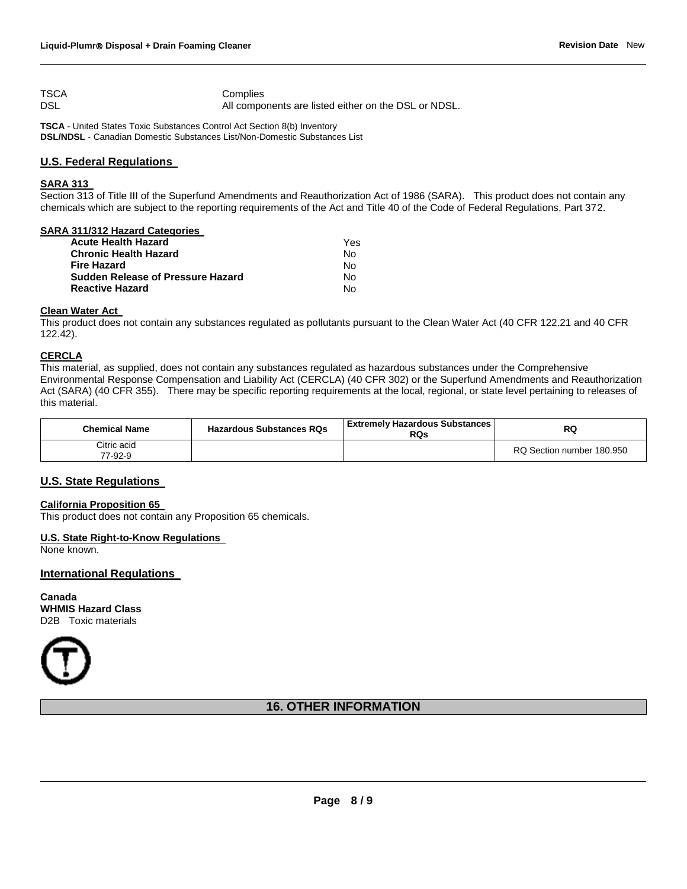| | |
|---|---|
| TSCA | Complies |
| DSL | All components are listed either on the DSL or NDSL. |

**TSCA** - United States Toxic Substances Control Act Section 8(b) Inventory
**DSL/NDSL** - Canadian Domestic Substances List/Non-Domestic Substances List

## U.S. Federal Regulations

### SARA 313

Section 313 of Title III of the Superfund Amendments and Reauthorization Act of 1986 (SARA). This product does not contain any chemicals which are subject to the reporting requirements of the Act and Title 40 of the Code of Federal Regulations, Part 372.

### SARA 311/312 Hazard Categories

| | |
|---|---|
| **Acute Health Hazard** | Yes |
| **Chronic Health Hazard** | No |
| **Fire Hazard** | No |
| **Sudden Release of Pressure Hazard** | No |
| **Reactive Hazard** | No |

### Clean Water Act

This product does not contain any substances regulated as pollutants pursuant to the Clean Water Act (40 CFR 122.21 and 40 CFR 122.42).

### CERCLA

This material, as supplied, does not contain any substances regulated as hazardous substances under the Comprehensive Environmental Response Compensation and Liability Act (CERCLA) (40 CFR 302) or the Superfund Amendments and Reauthorization Act (SARA) (40 CFR 355). There may be specific reporting requirements at the local, regional, or state level pertaining to releases of this material.

| Chemical Name | Hazardous Substances RQs | Extremely Hazardous Substances RQs | RQ |
|---|---|---|---|
| Citric acid 77-92-9 | | | RQ Section number 180.950 |

## U.S. State Regulations

### California Proposition 65

This product does not contain any Proposition 65 chemicals.

### U.S. State Right-to-Know Regulations

None known.

## International Regulations

**Canada**
**WHMIS Hazard Class**
D2B Toxic materials

## 16. OTHER INFORMATION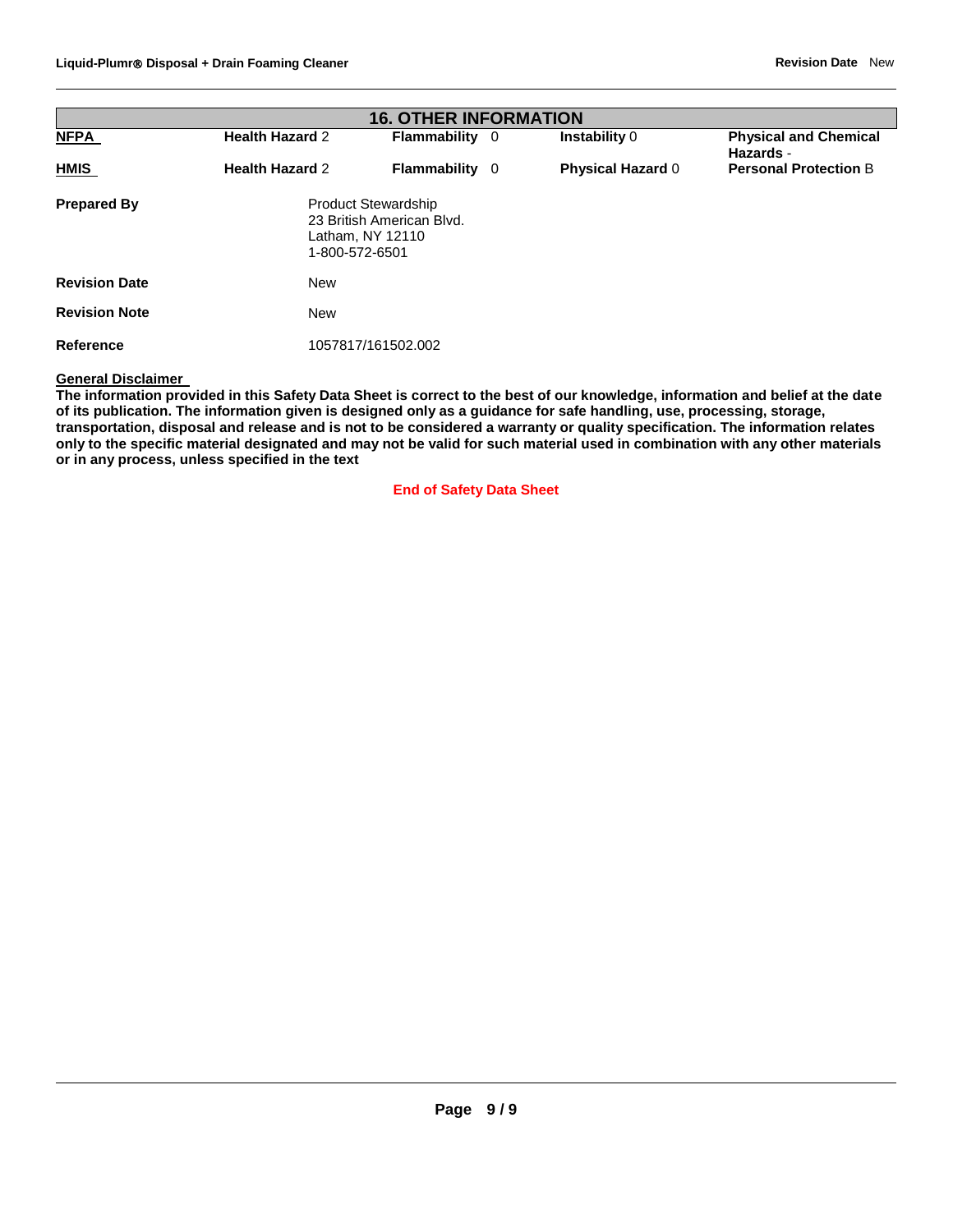## 16. OTHER INFORMATION

| | | | | |
|---|---|---|---|---|
| **NFPA** | **Health Hazard** 2 | **Flammability** 0 | **Instability** 0 | **Physical and Chemical Hazards** - |
| **HMIS** | **Health Hazard** 2 | **Flammability** 0 | **Physical Hazard** 0 | **Personal Protection** B |

**Prepared By**
Product Stewardship
23 British American Blvd.
Latham, NY 12110
1-800-572-6501

**Revision Date** New

**Revision Note** New

**Reference** 1057817/161502.002

**General Disclaimer**

**The information provided in this Safety Data Sheet is correct to the best of our knowledge, information and belief at the date of its publication. The information given is designed only as a guidance for safe handling, use, processing, storage, transportation, disposal and release and is not to be considered a warranty or quality specification. The information relates only to the specific material designated and may not be valid for such material used in combination with any other materials or in any process, unless specified in the text**

**End of Safety Data Sheet**